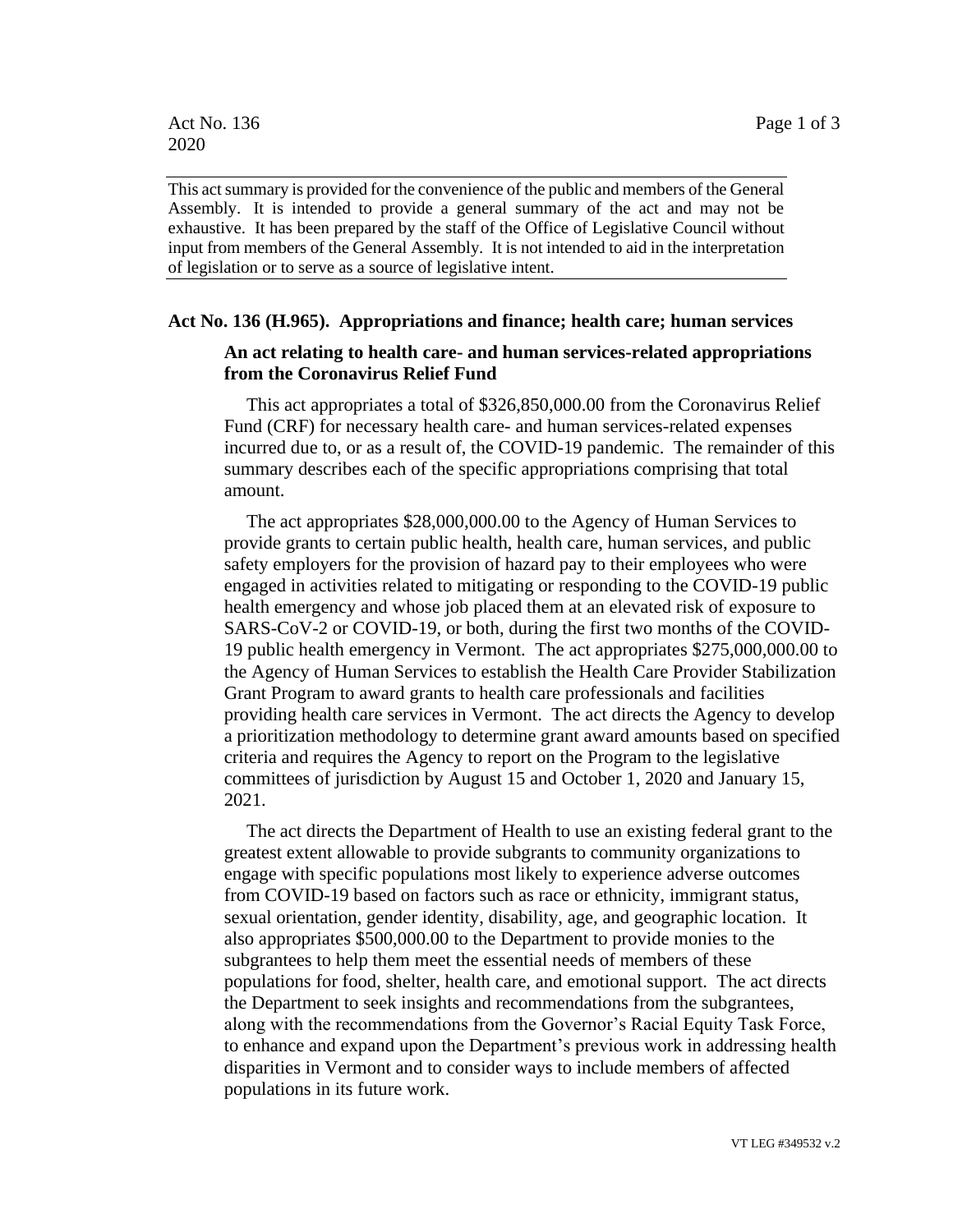This act summary is provided for the convenience of the public and members of the General Assembly. It is intended to provide a general summary of the act and may not be exhaustive. It has been prepared by the staff of the Office of Legislative Council without input from members of the General Assembly. It is not intended to aid in the interpretation of legislation or to serve as a source of legislative intent.

## Act No. 136 (H.965). Appropriations and finance; health care; human services

### An act relating to health care- and human services-related appropriations from the Coronavirus Relief Fund

This act appropriates a total of $326,850,000.00 from the Coronavirus Relief Fund (CRF) for necessary health care- and human services-related expenses incurred due to, or as a result of, the COVID-19 pandemic. The remainder of this summary describes each of the specific appropriations comprising that total amount.

The act appropriates $28,000,000.00 to the Agency of Human Services to provide grants to certain public health, health care, human services, and public safety employers for the provision of hazard pay to their employees who were engaged in activities related to mitigating or responding to the COVID-19 public health emergency and whose job placed them at an elevated risk of exposure to SARS-CoV-2 or COVID-19, or both, during the first two months of the COVID-19 public health emergency in Vermont. The act appropriates $275,000,000.00 to the Agency of Human Services to establish the Health Care Provider Stabilization Grant Program to award grants to health care professionals and facilities providing health care services in Vermont. The act directs the Agency to develop a prioritization methodology to determine grant award amounts based on specified criteria and requires the Agency to report on the Program to the legislative committees of jurisdiction by August 15 and October 1, 2020 and January 15, 2021.

The act directs the Department of Health to use an existing federal grant to the greatest extent allowable to provide subgrants to community organizations to engage with specific populations most likely to experience adverse outcomes from COVID-19 based on factors such as race or ethnicity, immigrant status, sexual orientation, gender identity, disability, age, and geographic location. It also appropriates $500,000.00 to the Department to provide monies to the subgrantees to help them meet the essential needs of members of these populations for food, shelter, health care, and emotional support. The act directs the Department to seek insights and recommendations from the subgrantees, along with the recommendations from the Governor's Racial Equity Task Force, to enhance and expand upon the Department's previous work in addressing health disparities in Vermont and to consider ways to include members of affected populations in its future work.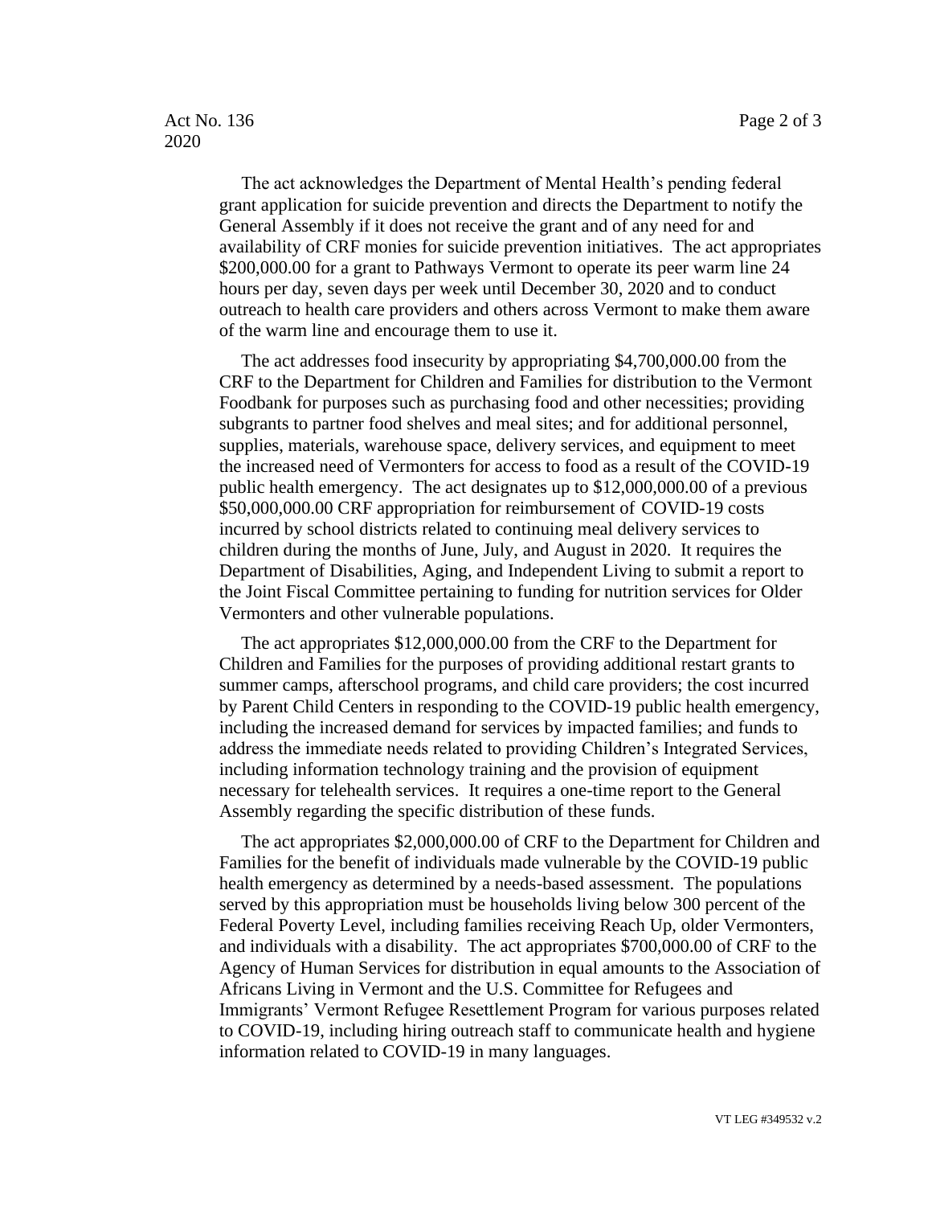The act acknowledges the Department of Mental Health's pending federal grant application for suicide prevention and directs the Department to notify the General Assembly if it does not receive the grant and of any need for and availability of CRF monies for suicide prevention initiatives. The act appropriates $200,000.00 for a grant to Pathways Vermont to operate its peer warm line 24 hours per day, seven days per week until December 30, 2020 and to conduct outreach to health care providers and others across Vermont to make them aware of the warm line and encourage them to use it.

The act addresses food insecurity by appropriating $4,700,000.00 from the CRF to the Department for Children and Families for distribution to the Vermont Foodbank for purposes such as purchasing food and other necessities; providing subgrants to partner food shelves and meal sites; and for additional personnel, supplies, materials, warehouse space, delivery services, and equipment to meet the increased need of Vermonters for access to food as a result of the COVID-19 public health emergency. The act designates up to $12,000,000.00 of a previous $50,000,000.00 CRF appropriation for reimbursement of COVID-19 costs incurred by school districts related to continuing meal delivery services to children during the months of June, July, and August in 2020. It requires the Department of Disabilities, Aging, and Independent Living to submit a report to the Joint Fiscal Committee pertaining to funding for nutrition services for Older Vermonters and other vulnerable populations.

The act appropriates $12,000,000.00 from the CRF to the Department for Children and Families for the purposes of providing additional restart grants to summer camps, afterschool programs, and child care providers; the cost incurred by Parent Child Centers in responding to the COVID-19 public health emergency, including the increased demand for services by impacted families; and funds to address the immediate needs related to providing Children's Integrated Services, including information technology training and the provision of equipment necessary for telehealth services. It requires a one-time report to the General Assembly regarding the specific distribution of these funds.

The act appropriates $2,000,000.00 of CRF to the Department for Children and Families for the benefit of individuals made vulnerable by the COVID-19 public health emergency as determined by a needs-based assessment. The populations served by this appropriation must be households living below 300 percent of the Federal Poverty Level, including families receiving Reach Up, older Vermonters, and individuals with a disability. The act appropriates $700,000.00 of CRF to the Agency of Human Services for distribution in equal amounts to the Association of Africans Living in Vermont and the U.S. Committee for Refugees and Immigrants' Vermont Refugee Resettlement Program for various purposes related to COVID-19, including hiring outreach staff to communicate health and hygiene information related to COVID-19 in many languages.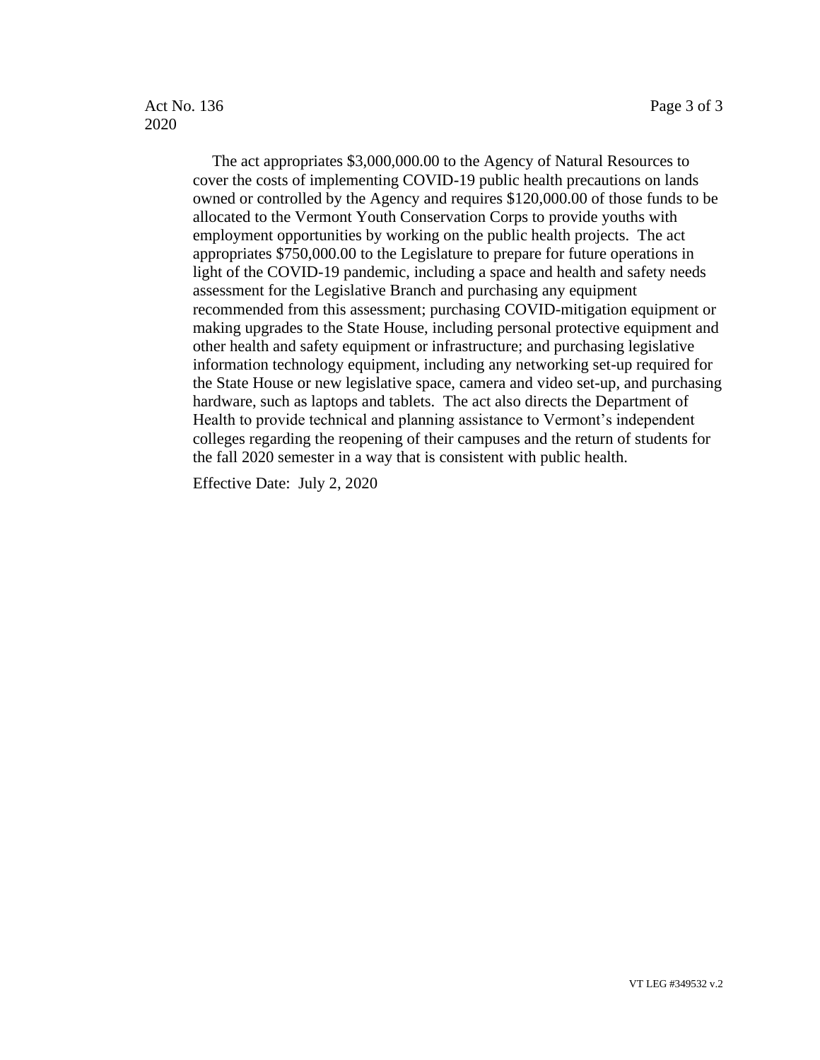The act appropriates $3,000,000.00 to the Agency of Natural Resources to cover the costs of implementing COVID-19 public health precautions on lands owned or controlled by the Agency and requires $120,000.00 of those funds to be allocated to the Vermont Youth Conservation Corps to provide youths with employment opportunities by working on the public health projects. The act appropriates $750,000.00 to the Legislature to prepare for future operations in light of the COVID-19 pandemic, including a space and health and safety needs assessment for the Legislative Branch and purchasing any equipment recommended from this assessment; purchasing COVID-mitigation equipment or making upgrades to the State House, including personal protective equipment and other health and safety equipment or infrastructure; and purchasing legislative information technology equipment, including any networking set-up required for the State House or new legislative space, camera and video set-up, and purchasing hardware, such as laptops and tablets. The act also directs the Department of Health to provide technical and planning assistance to Vermont's independent colleges regarding the reopening of their campuses and the return of students for the fall 2020 semester in a way that is consistent with public health.

Effective Date: July 2, 2020